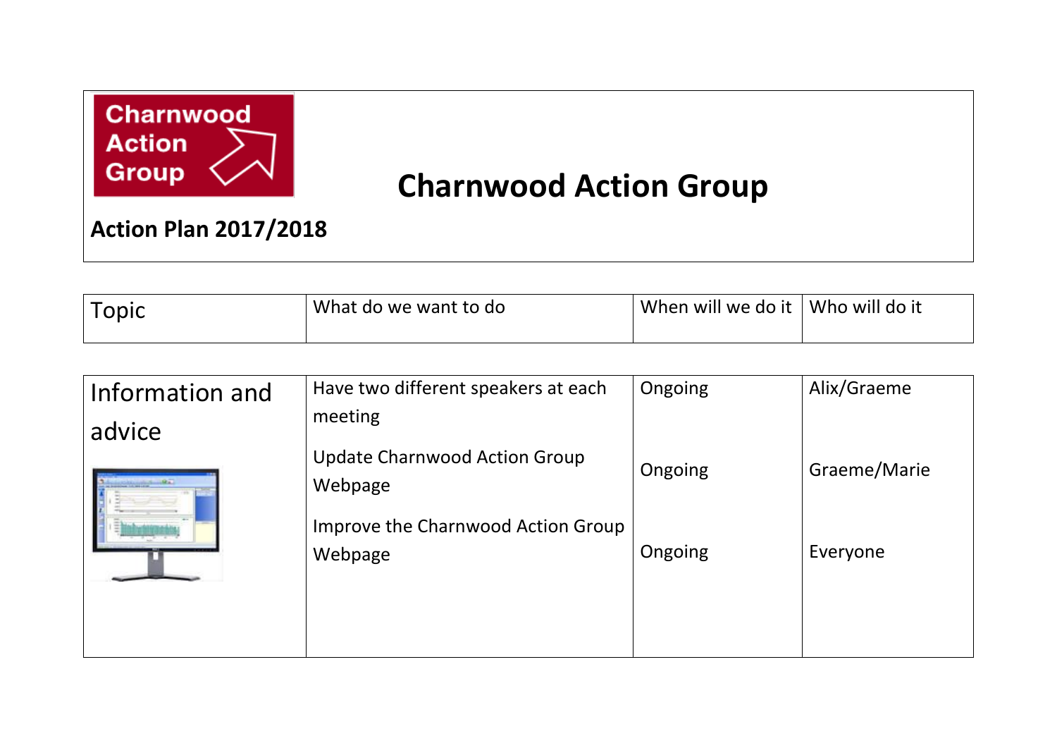Charnwood Action Group

# Charnwood Action Group

**Action Plan 2017/2018**

| Topic | What do we want to do | When will we do it | Who will do it |
|---|---|---|---|
| Information and advice | Have two different speakers at each meeting | Ongoing | Alix/Graeme |
| | Update Charnwood Action Group Webpage | Ongoing | Graeme/Marie |
| | Improve the Charnwood Action Group Webpage | Ongoing | Everyone |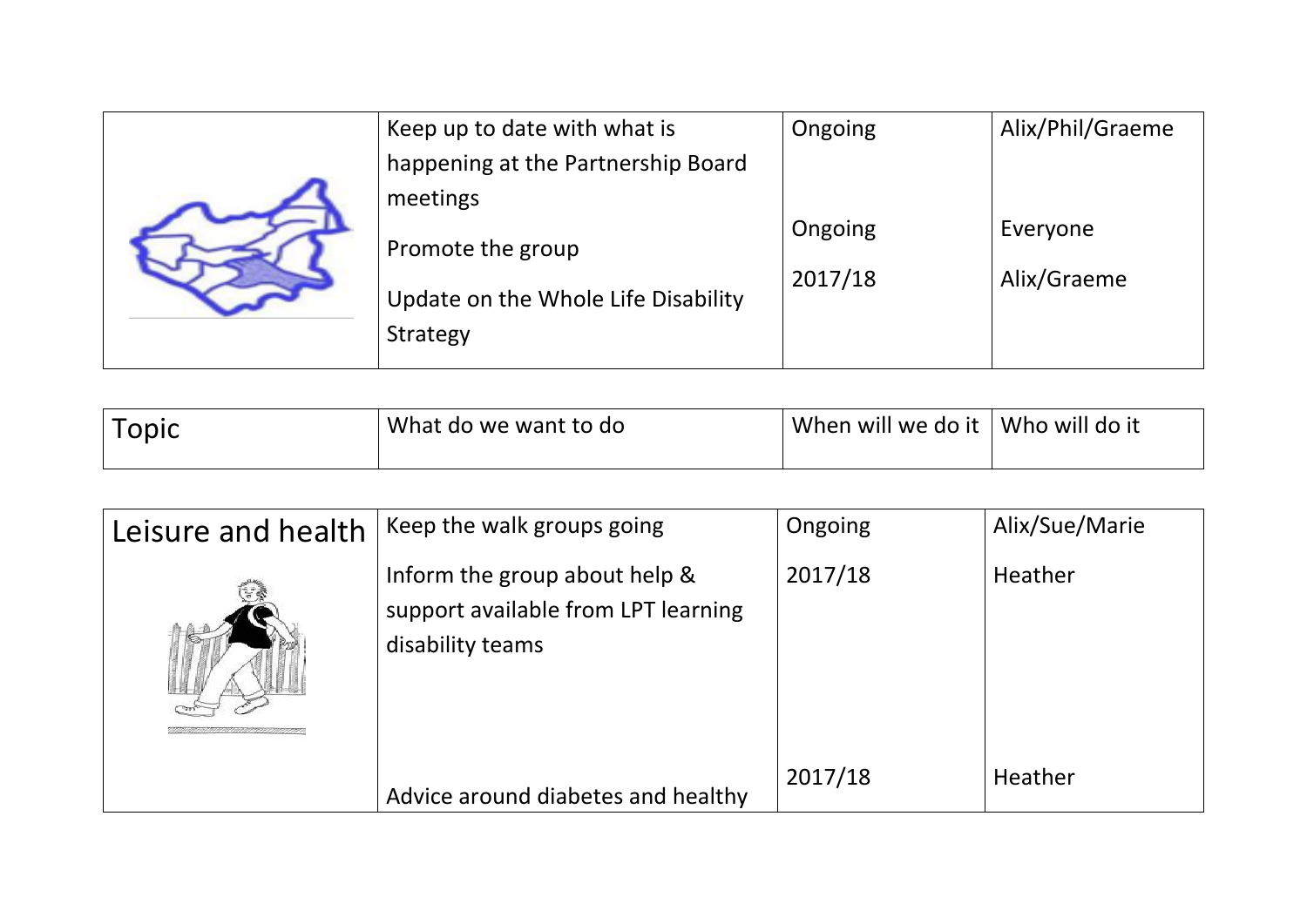| | | | |
|---|---|---|---|
| | Keep up to date with what is happening at the Partnership Board meetings | Ongoing | Alix/Phil/Graeme |
| | Promote the group | Ongoing | Everyone |
| | Update on the Whole Life Disability Strategy | 2017/18 | Alix/Graeme |

| Topic | What do we want to do | When will we do it | Who will do it |
|---|---|---|---|
| Leisure and health | Keep the walk groups going | Ongoing | Alix/Sue/Marie |
| | Inform the group about help & support available from LPT learning disability teams | 2017/18 | Heather |
| | Advice around diabetes and healthy | 2017/18 | Heather |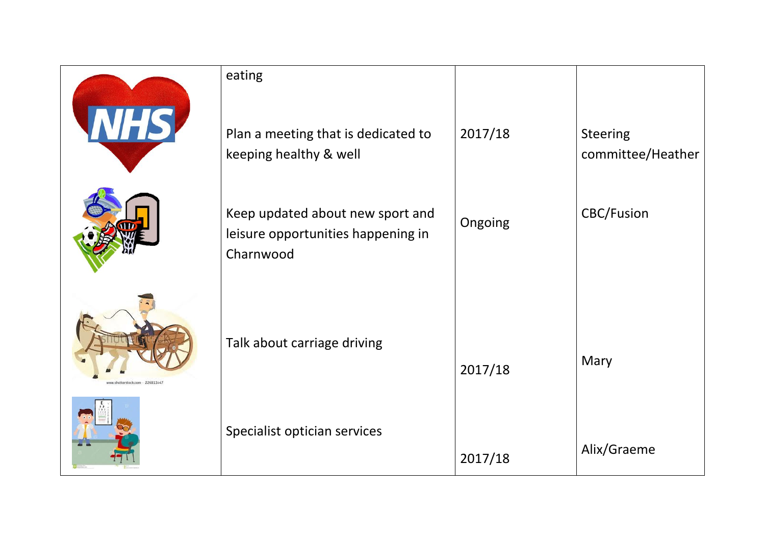| | | | |
|---|---|---|---|
| | eating | | |
| | Plan a meeting that is dedicated to keeping healthy & well | 2017/18 | Steering committee/Heather |
| | Keep updated about new sport and leisure opportunities happening in Charnwood | Ongoing | CBC/Fusion |
| | Talk about carriage driving | 2017/18 | Mary |
| | Specialist optician services | 2017/18 | Alix/Graeme |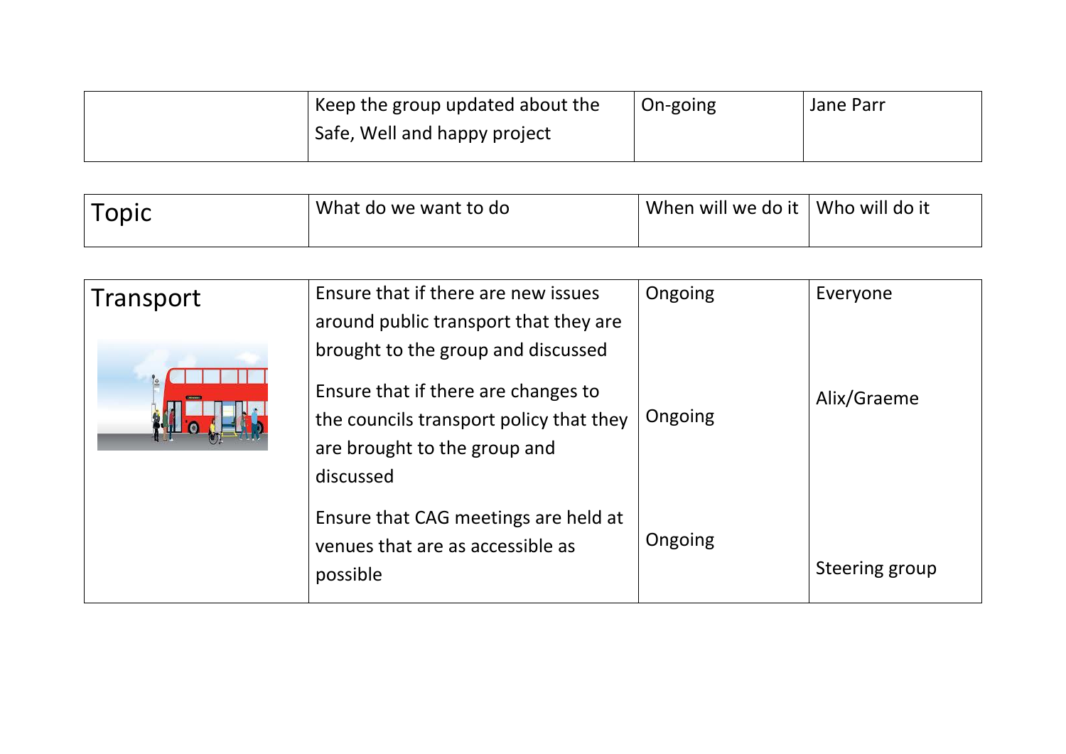| | | | |
|---|---|---|---|
| | Keep the group updated about the Safe, Well and happy project | On-going | Jane Parr |

| Topic | What do we want to do | When will we do it | Who will do it |
|---|---|---|---|
| Transport | Ensure that if there are new issues around public transport that they are brought to the group and discussed | Ongoing | Everyone |
| | Ensure that if there are changes to the councils transport policy that they are brought to the group and discussed | Ongoing | Alix/Graeme |
| | Ensure that CAG meetings are held at venues that are as accessible as possible | Ongoing | Steering group |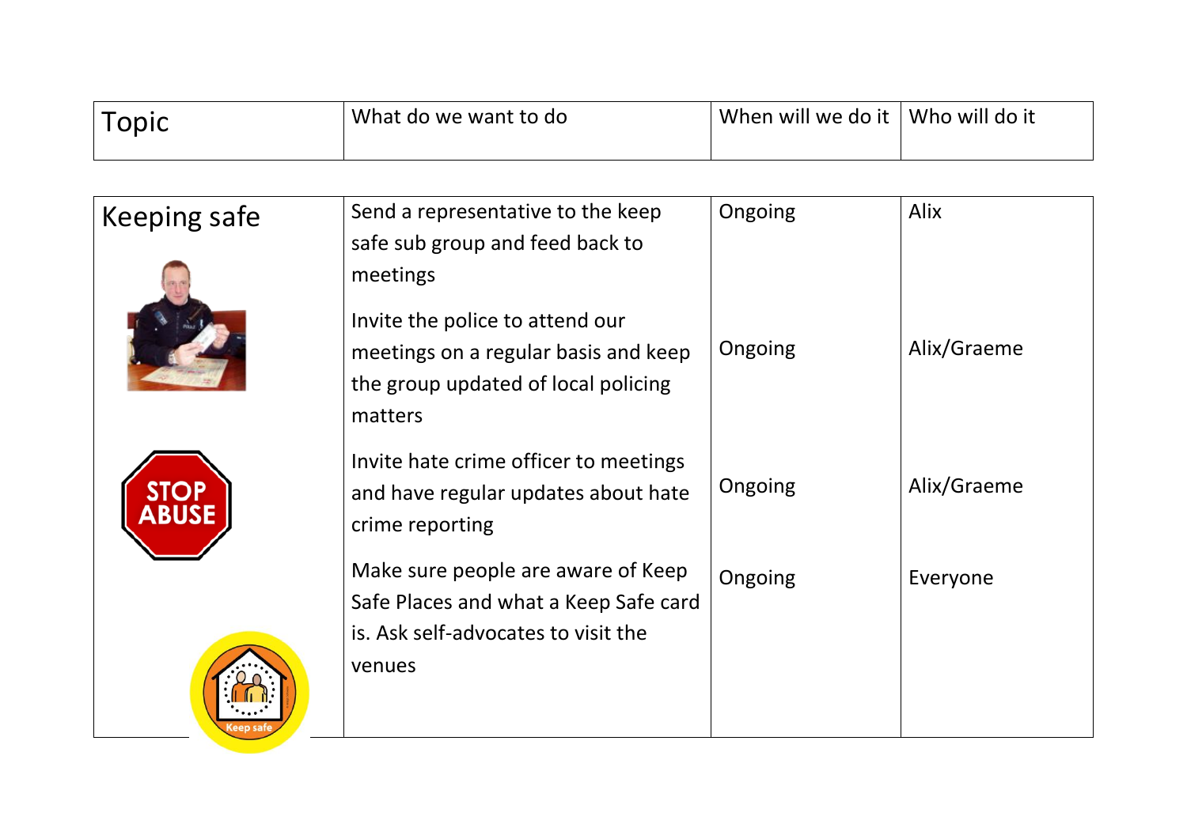| Topic | What do we want to do | When will we do it | Who will do it |
|---|---|---|---|
| Keeping safe | Send a representative to the keep safe sub group and feed back to meetings | Ongoing | Alix |
| | Invite the police to attend our meetings on a regular basis and keep the group updated of local policing matters | Ongoing | Alix/Graeme |
| | Invite hate crime officer to meetings and have regular updates about hate crime reporting | Ongoing | Alix/Graeme |
| | Make sure people are aware of Keep Safe Places and what a Keep Safe card is. Ask self-advocates to visit the venues | Ongoing | Everyone |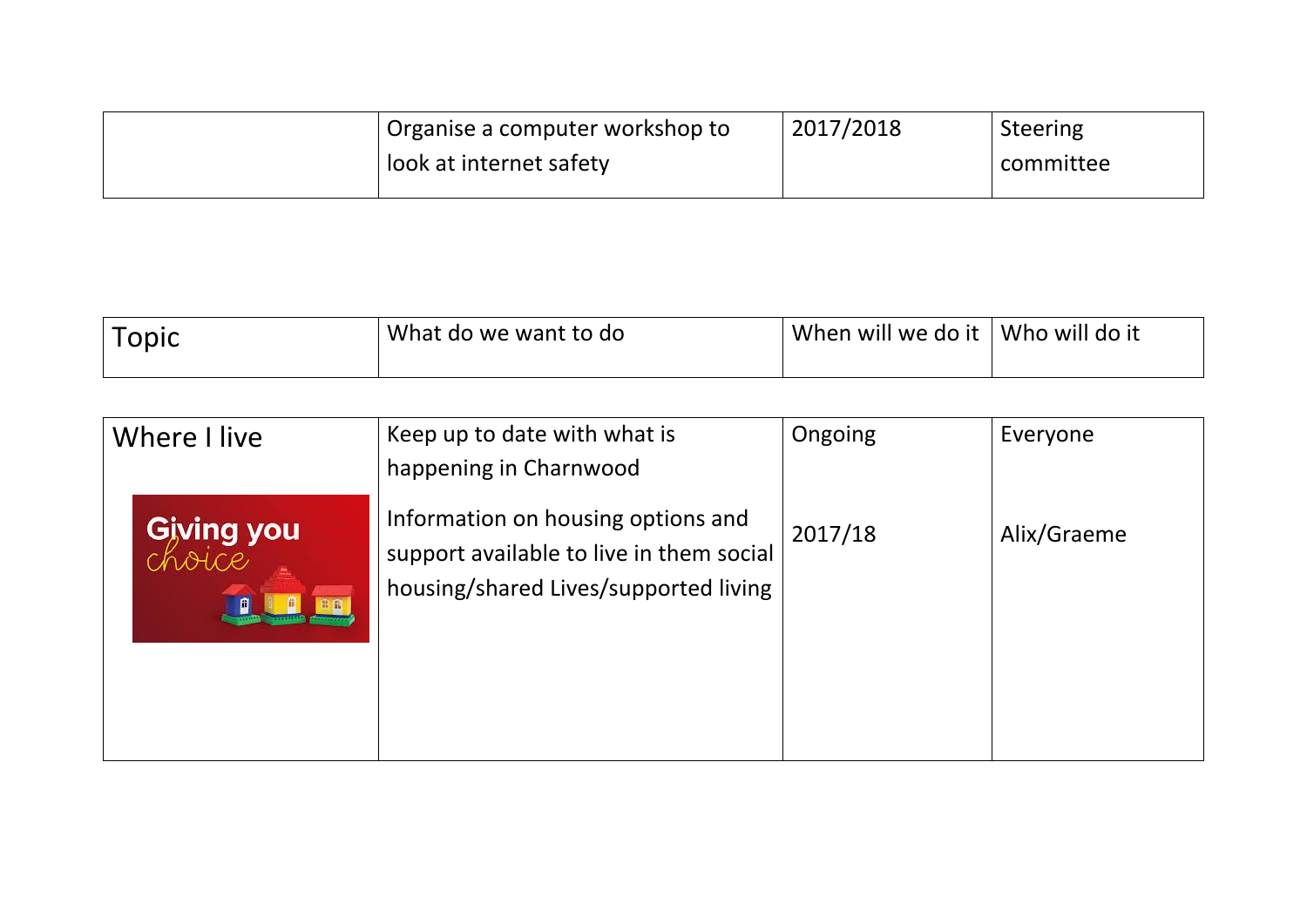| | | | |
|---|---|---|---|
| | Organise a computer workshop to look at internet safety | 2017/2018 | Steering committee |

| Topic | What do we want to do | When will we do it | Who will do it |
|---|---|---|---|
| Where I live | Keep up to date with what is happening in Charnwood | Ongoing | Everyone |
| | Information on housing options and support available to live in them social housing/shared Lives/supported living | 2017/18 | Alix/Graeme |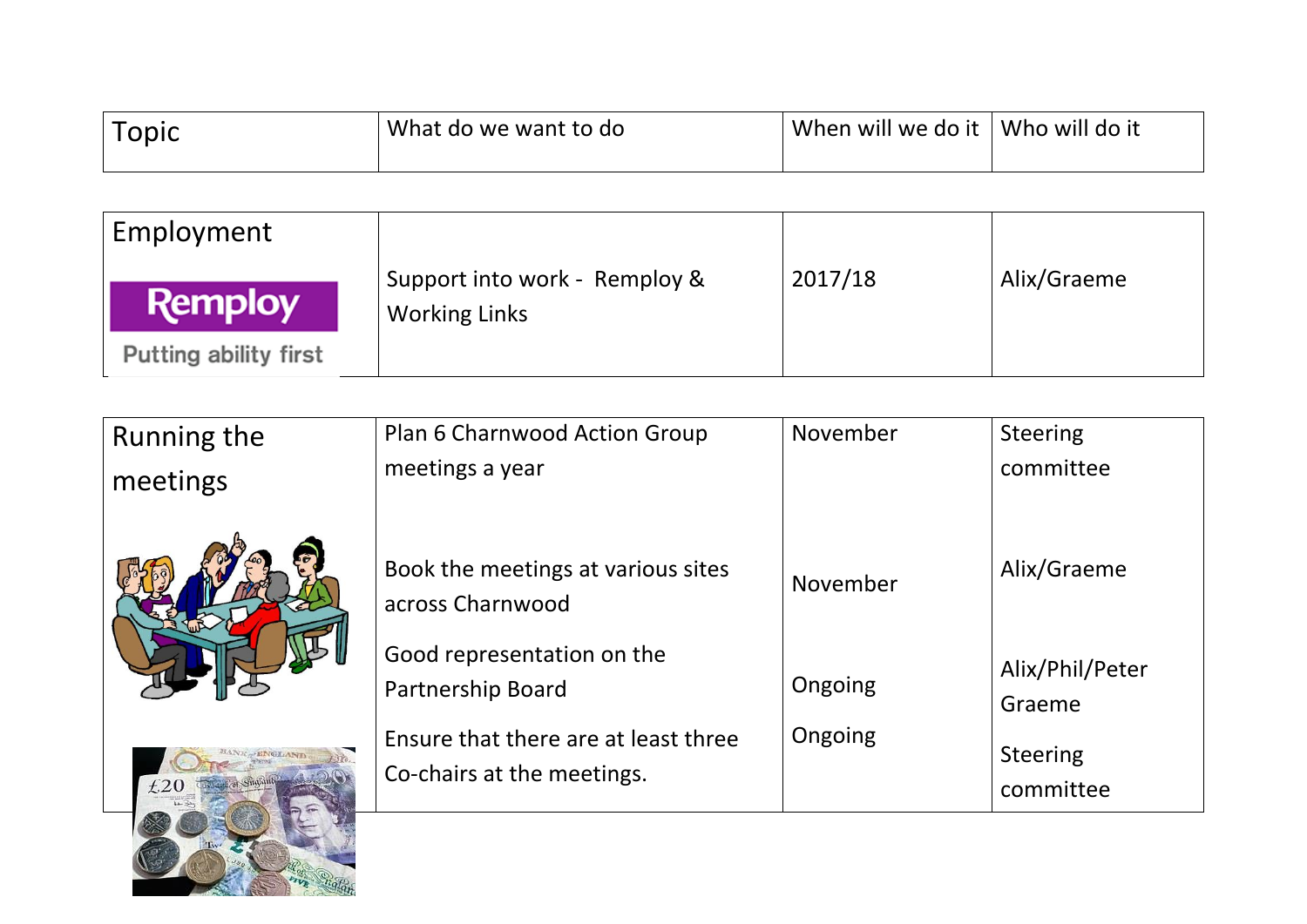| Topic | What do we want to do | When will we do it | Who will do it |
|---|---|---|---|
| Employment | Support into work - Remploy & Working Links | 2017/18 | Alix/Graeme |
| Running the meetings | Plan 6 Charnwood Action Group meetings a year | November | Steering committee |
| | Book the meetings at various sites across Charnwood | November | Alix/Graeme |
| | Good representation on the Partnership Board | Ongoing | Alix/Phil/Peter Graeme |
| | Ensure that there are at least three Co-chairs at the meetings. | Ongoing | Steering committee |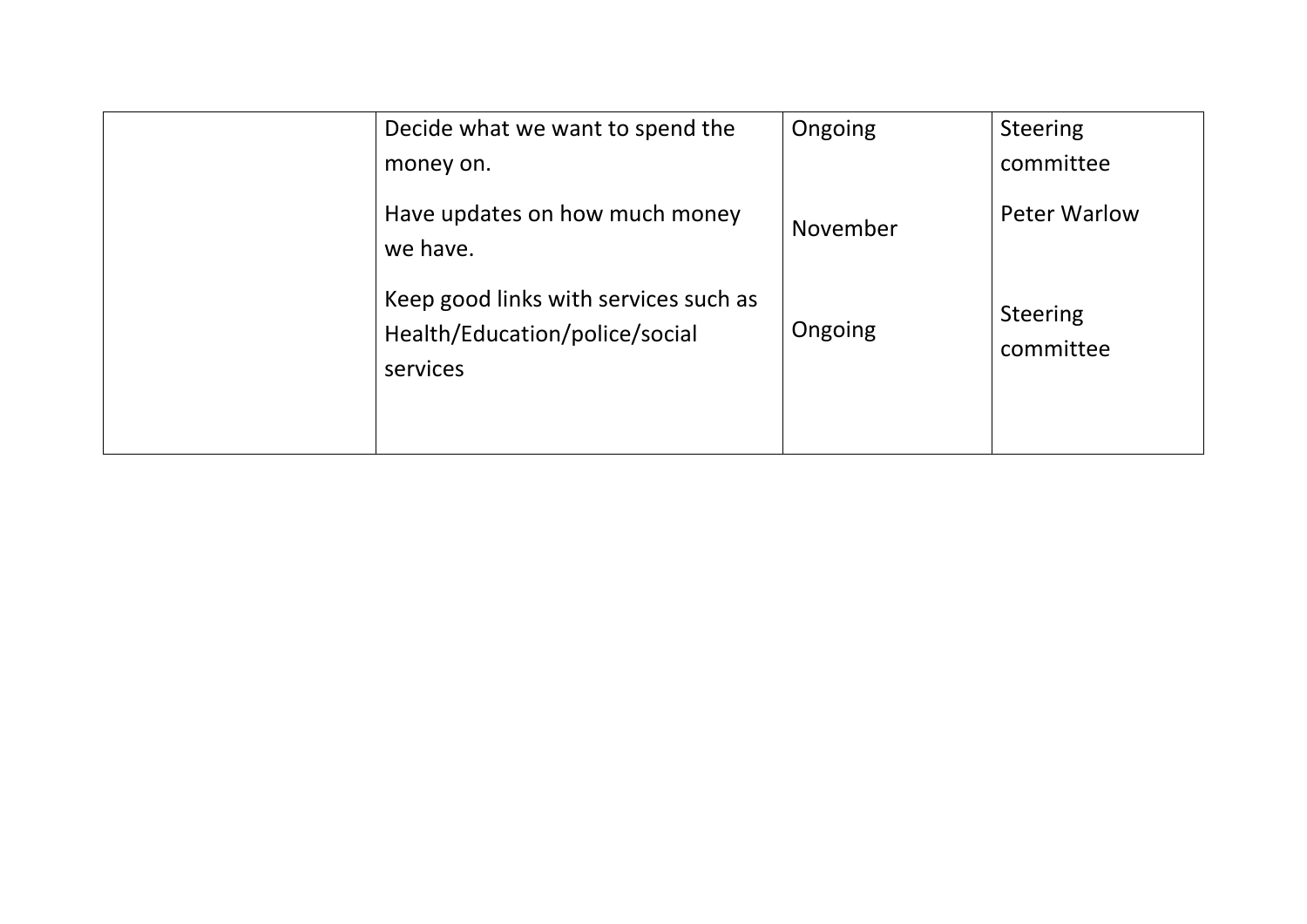| | | | |
|---|---|---|---|
| | Decide what we want to spend the money on.<br><br>Have updates on how much money we have.<br><br>Keep good links with services such as Health/Education/police/social services | Ongoing<br><br>November<br><br>Ongoing | Steering committee<br><br>Peter Warlow<br><br>Steering committee |